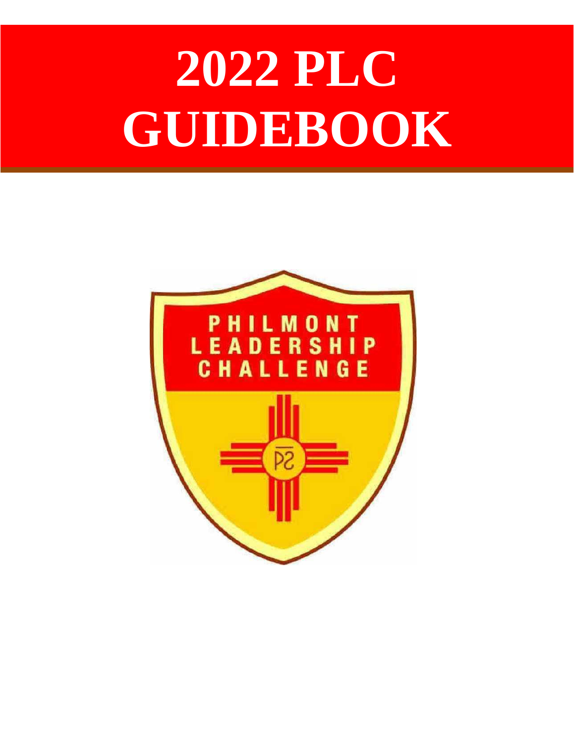# 2022 PLC GUIDEBOOK

PHILMONT LEADERSHIP CHALLENGE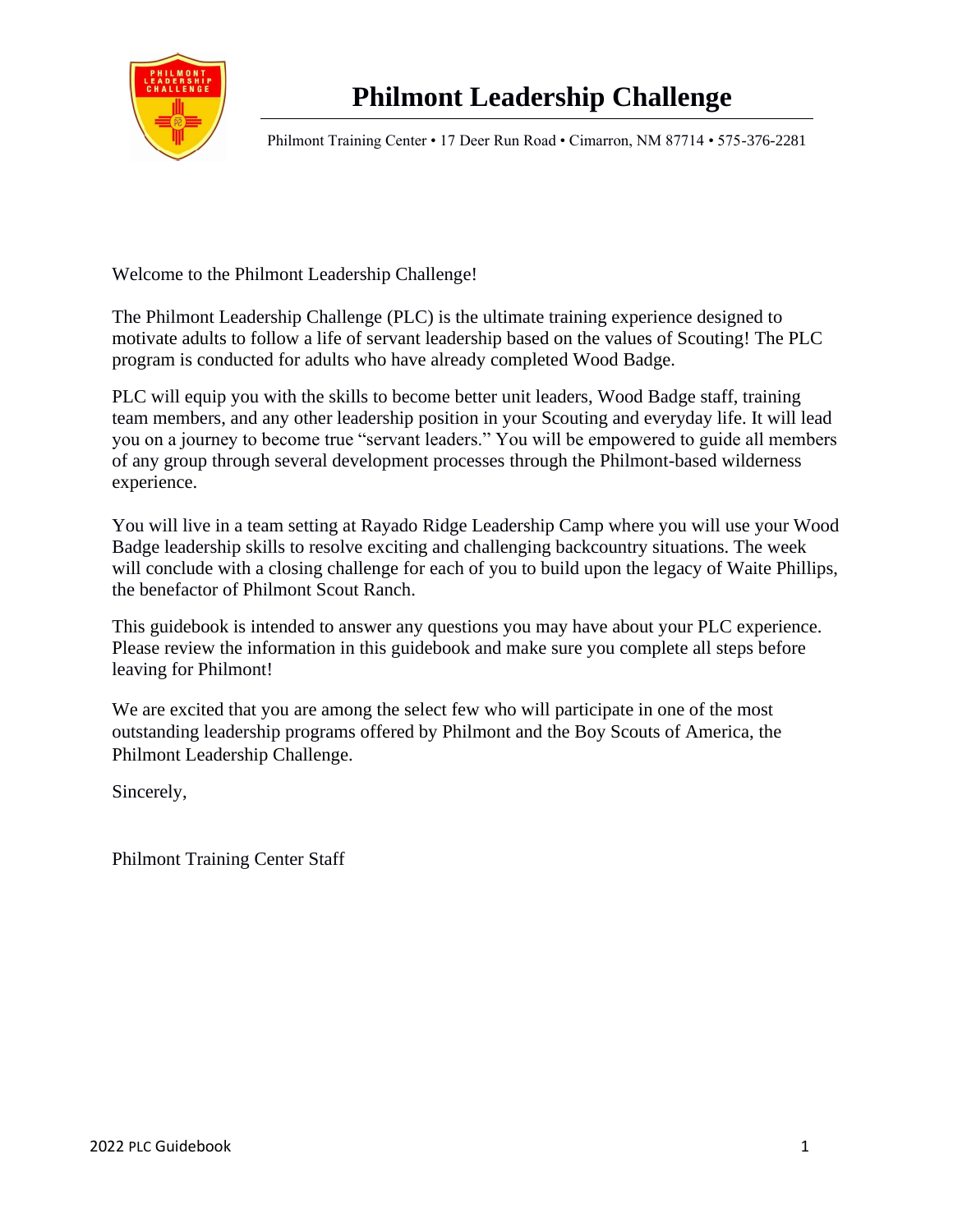# Philmont Leadership Challenge

Philmont Training Center • 17 Deer Run Road • Cimarron, NM 87714 • 575-376-2281

Welcome to the Philmont Leadership Challenge!

The Philmont Leadership Challenge (PLC) is the ultimate training experience designed to motivate adults to follow a life of servant leadership based on the values of Scouting! The PLC program is conducted for adults who have already completed Wood Badge.

PLC will equip you with the skills to become better unit leaders, Wood Badge staff, training team members, and any other leadership position in your Scouting and everyday life. It will lead you on a journey to become true "servant leaders." You will be empowered to guide all members of any group through several development processes through the Philmont-based wilderness experience.

You will live in a team setting at Rayado Ridge Leadership Camp where you will use your Wood Badge leadership skills to resolve exciting and challenging backcountry situations. The week will conclude with a closing challenge for each of you to build upon the legacy of Waite Phillips, the benefactor of Philmont Scout Ranch.

This guidebook is intended to answer any questions you may have about your PLC experience. Please review the information in this guidebook and make sure you complete all steps before leaving for Philmont!

We are excited that you are among the select few who will participate in one of the most outstanding leadership programs offered by Philmont and the Boy Scouts of America, the Philmont Leadership Challenge.

Sincerely,

Philmont Training Center Staff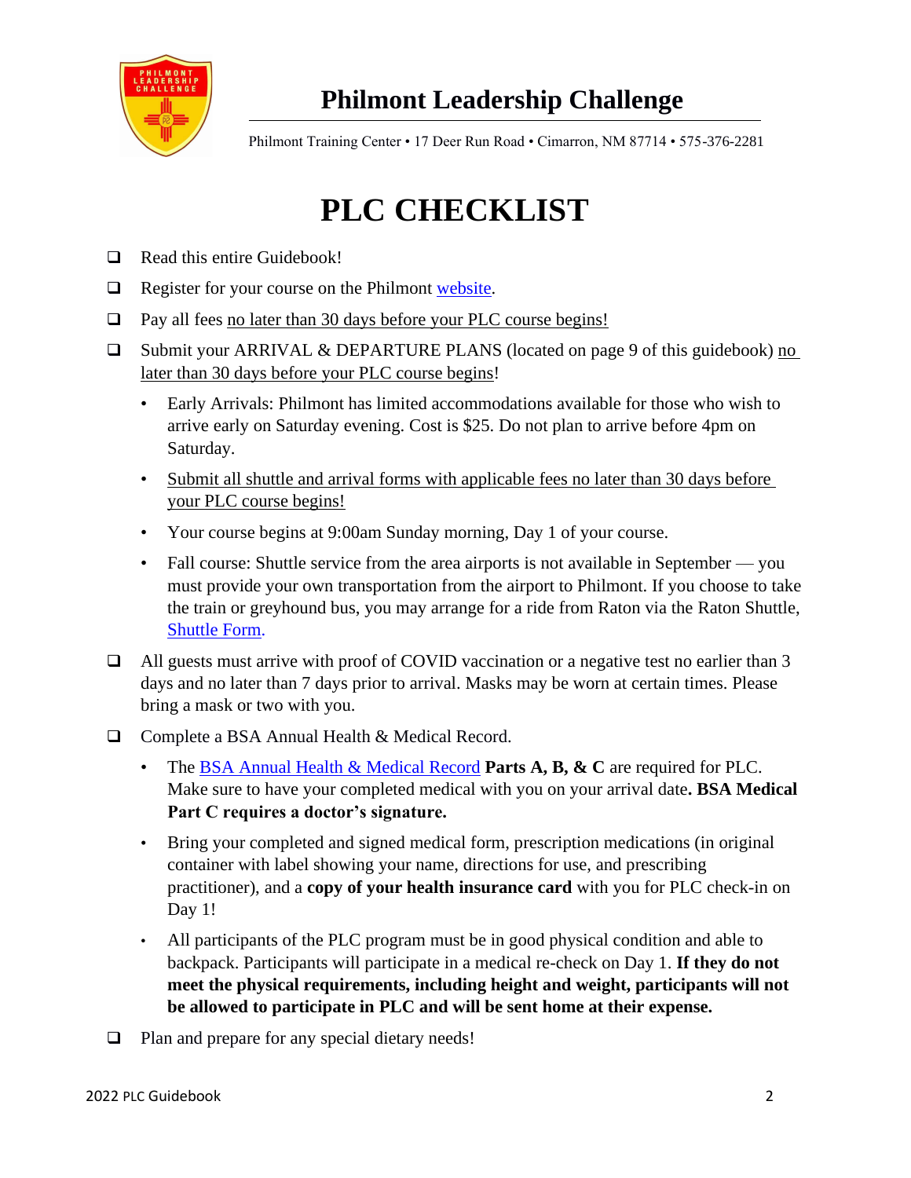# Philmont Leadership Challenge

Philmont Training Center • 17 Deer Run Road • Cimarron, NM 87714 • 575-376-2281

# PLC CHECKLIST

- ❑ Read this entire Guidebook!
- ❑ Register for your course on the Philmont website.
- ❑ Pay all fees no later than 30 days before your PLC course begins!
- ❑ Submit your ARRIVAL & DEPARTURE PLANS (located on page 9 of this guidebook) no later than 30 days before your PLC course begins!
  - Early Arrivals: Philmont has limited accommodations available for those who wish to arrive early on Saturday evening. Cost is $25. Do not plan to arrive before 4pm on Saturday.
  - Submit all shuttle and arrival forms with applicable fees no later than 30 days before your PLC course begins!
  - Your course begins at 9:00am Sunday morning, Day 1 of your course.
  - Fall course: Shuttle service from the area airports is not available in September — you must provide your own transportation from the airport to Philmont. If you choose to take the train or greyhound bus, you may arrange for a ride from Raton via the Raton Shuttle, Shuttle Form.
- ❑ All guests must arrive with proof of COVID vaccination or a negative test no earlier than 3 days and no later than 7 days prior to arrival. Masks may be worn at certain times. Please bring a mask or two with you.
- ❑ Complete a BSA Annual Health & Medical Record.
  - The BSA Annual Health & Medical Record **Parts A, B, & C** are required for PLC. Make sure to have your completed medical with you on your arrival date**. BSA Medical Part C requires a doctor's signature.**
  - Bring your completed and signed medical form, prescription medications (in original container with label showing your name, directions for use, and prescribing practitioner), and a **copy of your health insurance card** with you for PLC check-in on Day 1!
  - All participants of the PLC program must be in good physical condition and able to backpack. Participants will participate in a medical re-check on Day 1. **If they do not meet the physical requirements, including height and weight, participants will not be allowed to participate in PLC and will be sent home at their expense.**
- ❑ Plan and prepare for any special dietary needs!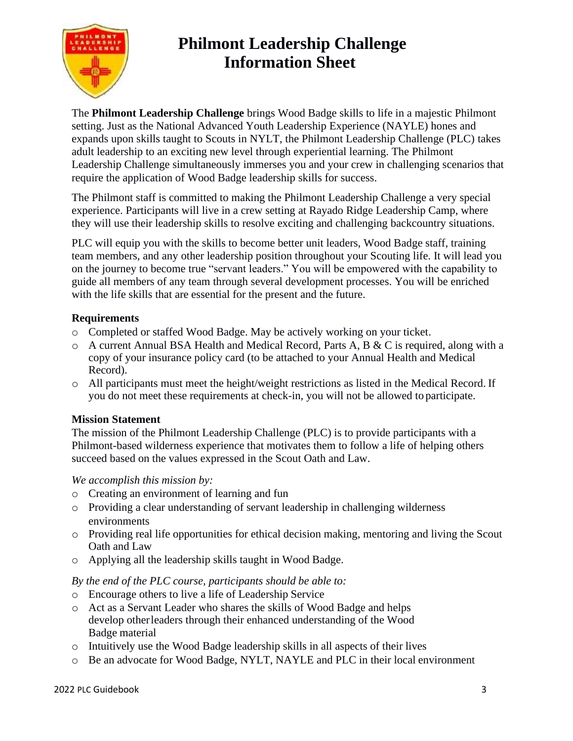# Philmont Leadership Challenge Information Sheet

The **Philmont Leadership Challenge** brings Wood Badge skills to life in a majestic Philmont setting. Just as the National Advanced Youth Leadership Experience (NAYLE) hones and expands upon skills taught to Scouts in NYLT, the Philmont Leadership Challenge (PLC) takes adult leadership to an exciting new level through experiential learning. The Philmont Leadership Challenge simultaneously immerses you and your crew in challenging scenarios that require the application of Wood Badge leadership skills for success.

The Philmont staff is committed to making the Philmont Leadership Challenge a very special experience. Participants will live in a crew setting at Rayado Ridge Leadership Camp, where they will use their leadership skills to resolve exciting and challenging backcountry situations.

PLC will equip you with the skills to become better unit leaders, Wood Badge staff, training team members, and any other leadership position throughout your Scouting life. It will lead you on the journey to become true "servant leaders." You will be empowered with the capability to guide all members of any team through several development processes. You will be enriched with the life skills that are essential for the present and the future.

**Requirements**

- Completed or staffed Wood Badge. May be actively working on your ticket.
- A current Annual BSA Health and Medical Record, Parts A, B & C is required, along with a copy of your insurance policy card (to be attached to your Annual Health and Medical Record).
- All participants must meet the height/weight restrictions as listed in the Medical Record. If you do not meet these requirements at check-in, you will not be allowed to participate.

**Mission Statement**

The mission of the Philmont Leadership Challenge (PLC) is to provide participants with a Philmont-based wilderness experience that motivates them to follow a life of helping others succeed based on the values expressed in the Scout Oath and Law.

*We accomplish this mission by:*

- Creating an environment of learning and fun
- Providing a clear understanding of servant leadership in challenging wilderness environments
- Providing real life opportunities for ethical decision making, mentoring and living the Scout Oath and Law
- Applying all the leadership skills taught in Wood Badge.

*By the end of the PLC course, participants should be able to:*

- Encourage others to live a life of Leadership Service
- Act as a Servant Leader who shares the skills of Wood Badge and helps develop other leaders through their enhanced understanding of the Wood Badge material
- Intuitively use the Wood Badge leadership skills in all aspects of their lives
- Be an advocate for Wood Badge, NYLT, NAYLE and PLC in their local environment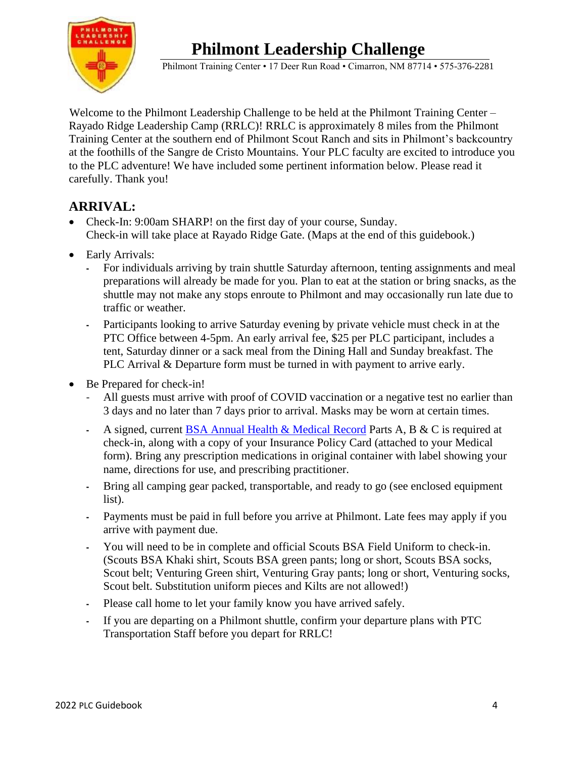# Philmont Leadership Challenge

Philmont Training Center • 17 Deer Run Road • Cimarron, NM 87714 • 575-376-2281

Welcome to the Philmont Leadership Challenge to be held at the Philmont Training Center – Rayado Ridge Leadership Camp (RRLC)! RRLC is approximately 8 miles from the Philmont Training Center at the southern end of Philmont Scout Ranch and sits in Philmont's backcountry at the foothills of the Sangre de Cristo Mountains. Your PLC faculty are excited to introduce you to the PLC adventure! We have included some pertinent information below. Please read it carefully. Thank you!

## ARRIVAL:

- Check-In: 9:00am SHARP! on the first day of your course, Sunday.
  Check-in will take place at Rayado Ridge Gate. (Maps at the end of this guidebook.)
- Early Arrivals:
  - For individuals arriving by train shuttle Saturday afternoon, tenting assignments and meal preparations will already be made for you. Plan to eat at the station or bring snacks, as the shuttle may not make any stops enroute to Philmont and may occasionally run late due to traffic or weather.
  - Participants looking to arrive Saturday evening by private vehicle must check in at the PTC Office between 4-5pm. An early arrival fee, $25 per PLC participant, includes a tent, Saturday dinner or a sack meal from the Dining Hall and Sunday breakfast. The PLC Arrival & Departure form must be turned in with payment to arrive early.
- Be Prepared for check-in!
  - All guests must arrive with proof of COVID vaccination or a negative test no earlier than 3 days and no later than 7 days prior to arrival. Masks may be worn at certain times.
  - A signed, current BSA Annual Health & Medical Record Parts A, B & C is required at check-in, along with a copy of your Insurance Policy Card (attached to your Medical form). Bring any prescription medications in original container with label showing your name, directions for use, and prescribing practitioner.
  - Bring all camping gear packed, transportable, and ready to go (see enclosed equipment list).
  - Payments must be paid in full before you arrive at Philmont. Late fees may apply if you arrive with payment due.
  - You will need to be in complete and official Scouts BSA Field Uniform to check-in. (Scouts BSA Khaki shirt, Scouts BSA green pants; long or short, Scouts BSA socks, Scout belt; Venturing Green shirt, Venturing Gray pants; long or short, Venturing socks, Scout belt. Substitution uniform pieces and Kilts are not allowed!)
  - Please call home to let your family know you have arrived safely.
  - If you are departing on a Philmont shuttle, confirm your departure plans with PTC Transportation Staff before you depart for RRLC!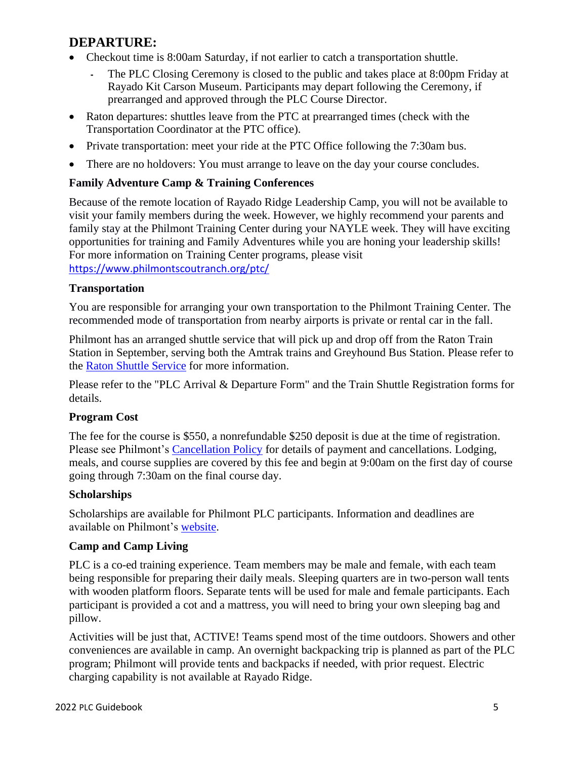## DEPARTURE:

- Checkout time is 8:00am Saturday, if not earlier to catch a transportation shuttle.
  - The PLC Closing Ceremony is closed to the public and takes place at 8:00pm Friday at Rayado Kit Carson Museum. Participants may depart following the Ceremony, if prearranged and approved through the PLC Course Director.
- Raton departures: shuttles leave from the PTC at prearranged times (check with the Transportation Coordinator at the PTC office).
- Private transportation: meet your ride at the PTC Office following the 7:30am bus.
- There are no holdovers: You must arrange to leave on the day your course concludes.

### Family Adventure Camp & Training Conferences

Because of the remote location of Rayado Ridge Leadership Camp, you will not be available to visit your family members during the week. However, we highly recommend your parents and family stay at the Philmont Training Center during your NAYLE week. They will have exciting opportunities for training and Family Adventures while you are honing your leadership skills! For more information on Training Center programs, please visit https://www.philmontscoutranch.org/ptc/

### Transportation

You are responsible for arranging your own transportation to the Philmont Training Center. The recommended mode of transportation from nearby airports is private or rental car in the fall.

Philmont has an arranged shuttle service that will pick up and drop off from the Raton Train Station in September, serving both the Amtrak trains and Greyhound Bus Station. Please refer to the Raton Shuttle Service for more information.

Please refer to the "PLC Arrival & Departure Form" and the Train Shuttle Registration forms for details.

### Program Cost

The fee for the course is $550, a nonrefundable $250 deposit is due at the time of registration. Please see Philmont's Cancellation Policy for details of payment and cancellations. Lodging, meals, and course supplies are covered by this fee and begin at 9:00am on the first day of course going through 7:30am on the final course day.

### Scholarships

Scholarships are available for Philmont PLC participants. Information and deadlines are available on Philmont's website.

### Camp and Camp Living

PLC is a co-ed training experience. Team members may be male and female, with each team being responsible for preparing their daily meals. Sleeping quarters are in two-person wall tents with wooden platform floors. Separate tents will be used for male and female participants. Each participant is provided a cot and a mattress, you will need to bring your own sleeping bag and pillow.

Activities will be just that, ACTIVE! Teams spend most of the time outdoors. Showers and other conveniences are available in camp. An overnight backpacking trip is planned as part of the PLC program; Philmont will provide tents and backpacks if needed, with prior request. Electric charging capability is not available at Rayado Ridge.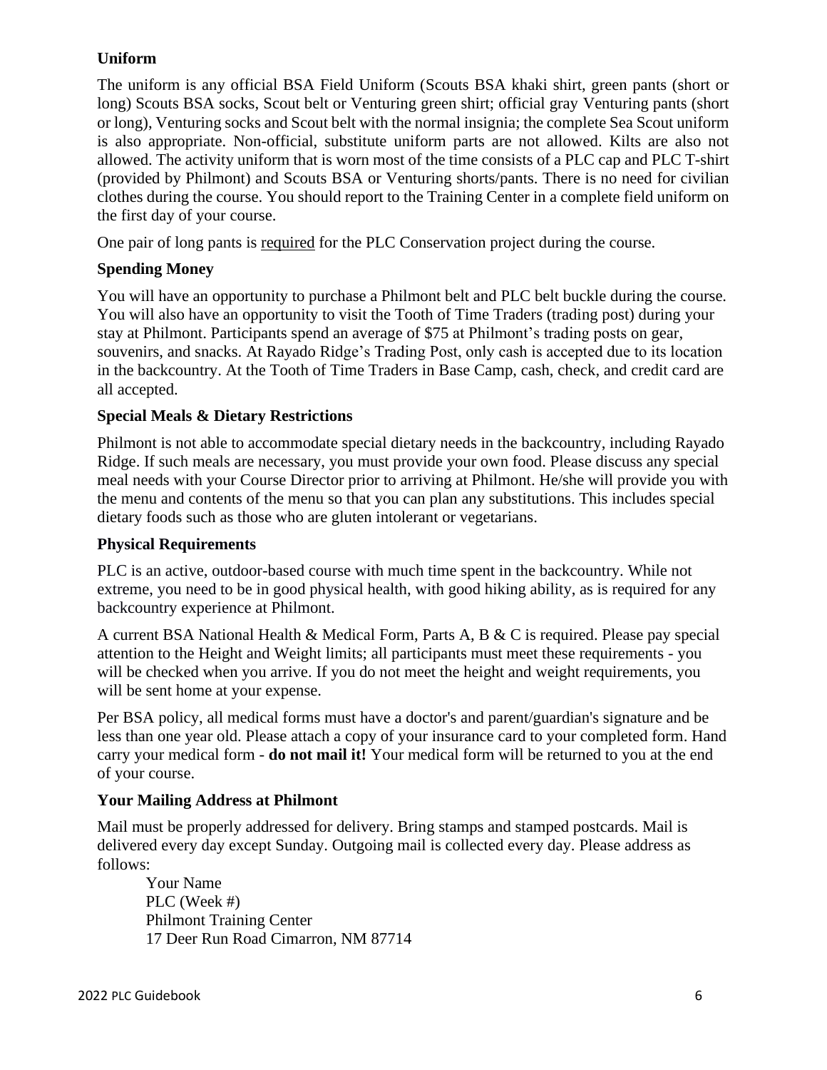### Uniform

The uniform is any official BSA Field Uniform (Scouts BSA khaki shirt, green pants (short or long) Scouts BSA socks, Scout belt or Venturing green shirt; official gray Venturing pants (short or long), Venturing socks and Scout belt with the normal insignia; the complete Sea Scout uniform is also appropriate. Non-official, substitute uniform parts are not allowed. Kilts are also not allowed. The activity uniform that is worn most of the time consists of a PLC cap and PLC T-shirt (provided by Philmont) and Scouts BSA or Venturing shorts/pants. There is no need for civilian clothes during the course. You should report to the Training Center in a complete field uniform on the first day of your course.

One pair of long pants is required for the PLC Conservation project during the course.

### Spending Money

You will have an opportunity to purchase a Philmont belt and PLC belt buckle during the course. You will also have an opportunity to visit the Tooth of Time Traders (trading post) during your stay at Philmont. Participants spend an average of $75 at Philmont's trading posts on gear, souvenirs, and snacks. At Rayado Ridge's Trading Post, only cash is accepted due to its location in the backcountry. At the Tooth of Time Traders in Base Camp, cash, check, and credit card are all accepted.

### Special Meals & Dietary Restrictions

Philmont is not able to accommodate special dietary needs in the backcountry, including Rayado Ridge. If such meals are necessary, you must provide your own food. Please discuss any special meal needs with your Course Director prior to arriving at Philmont. He/she will provide you with the menu and contents of the menu so that you can plan any substitutions. This includes special dietary foods such as those who are gluten intolerant or vegetarians.

### Physical Requirements

PLC is an active, outdoor-based course with much time spent in the backcountry. While not extreme, you need to be in good physical health, with good hiking ability, as is required for any backcountry experience at Philmont.

A current BSA National Health & Medical Form, Parts A, B & C is required. Please pay special attention to the Height and Weight limits; all participants must meet these requirements - you will be checked when you arrive. If you do not meet the height and weight requirements, you will be sent home at your expense.

Per BSA policy, all medical forms must have a doctor's and parent/guardian's signature and be less than one year old. Please attach a copy of your insurance card to your completed form. Hand carry your medical form - **do not mail it!** Your medical form will be returned to you at the end of your course.

### Your Mailing Address at Philmont

Mail must be properly addressed for delivery. Bring stamps and stamped postcards. Mail is delivered every day except Sunday. Outgoing mail is collected every day. Please address as follows:

Your Name
PLC (Week #)
Philmont Training Center
17 Deer Run Road Cimarron, NM 87714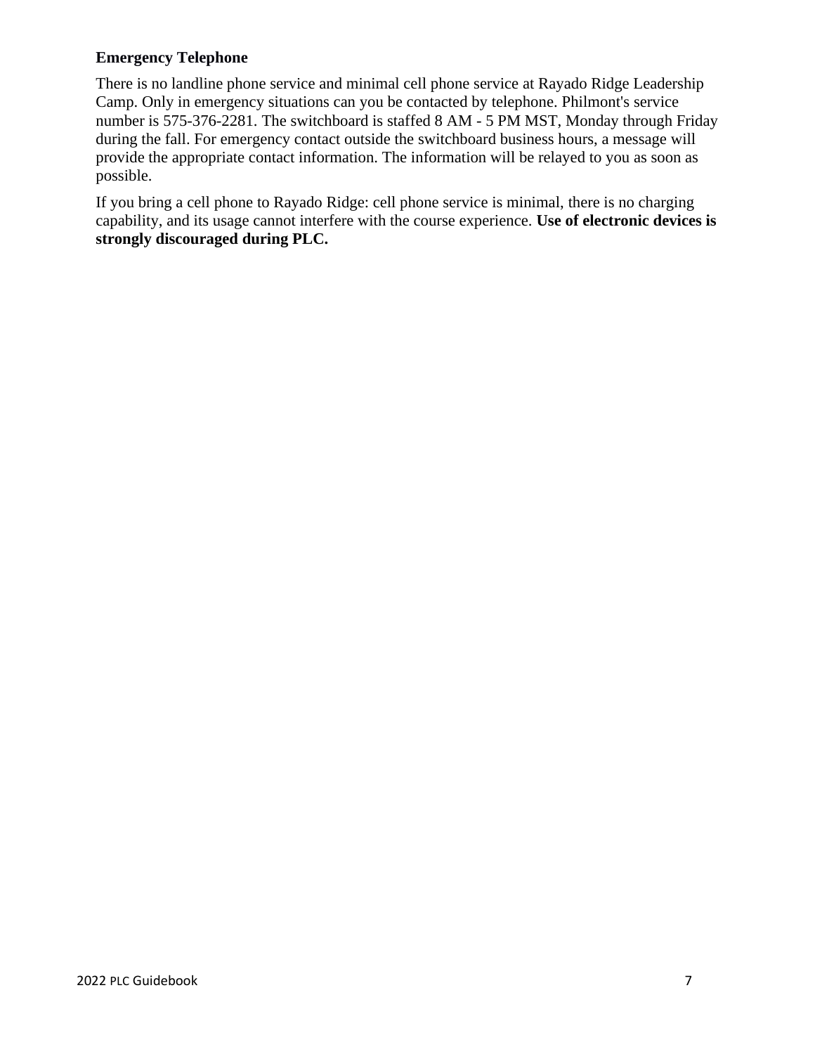**Emergency Telephone**

There is no landline phone service and minimal cell phone service at Rayado Ridge Leadership Camp. Only in emergency situations can you be contacted by telephone. Philmont's service number is 575-376-2281. The switchboard is staffed 8 AM - 5 PM MST, Monday through Friday during the fall. For emergency contact outside the switchboard business hours, a message will provide the appropriate contact information. The information will be relayed to you as soon as possible.

If you bring a cell phone to Rayado Ridge: cell phone service is minimal, there is no charging capability, and its usage cannot interfere with the course experience. **Use of electronic devices is strongly discouraged during PLC.**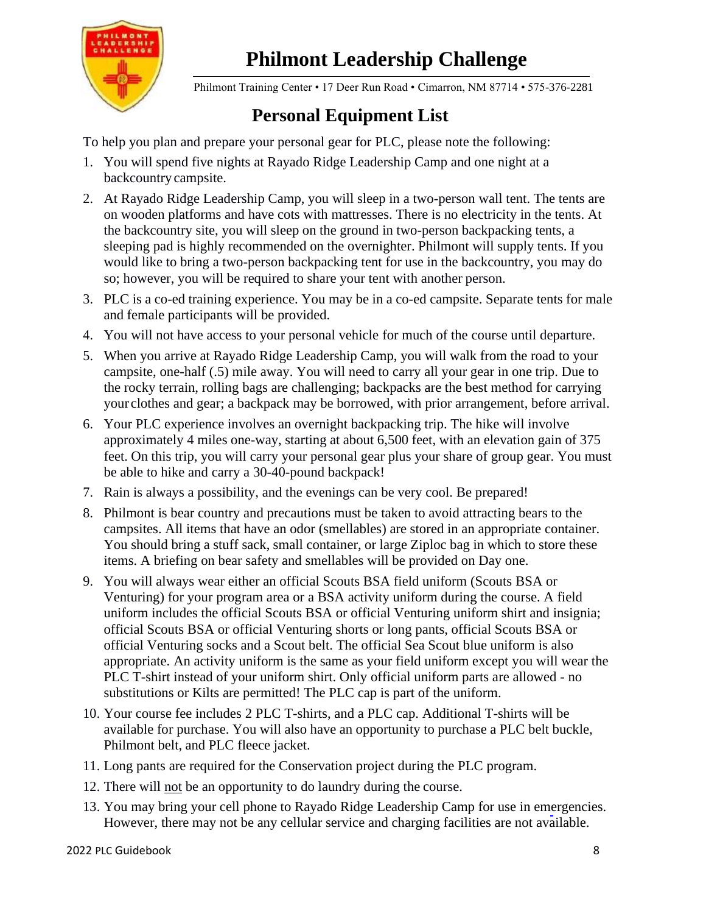# Philmont Leadership Challenge

Philmont Training Center • 17 Deer Run Road • Cimarron, NM 87714 • 575-376-2281

## Personal Equipment List

To help you plan and prepare your personal gear for PLC, please note the following:

1. You will spend five nights at Rayado Ridge Leadership Camp and one night at a backcountry campsite.
2. At Rayado Ridge Leadership Camp, you will sleep in a two-person wall tent. The tents are on wooden platforms and have cots with mattresses. There is no electricity in the tents. At the backcountry site, you will sleep on the ground in two-person backpacking tents, a sleeping pad is highly recommended on the overnighter. Philmont will supply tents. If you would like to bring a two-person backpacking tent for use in the backcountry, you may do so; however, you will be required to share your tent with another person.
3. PLC is a co-ed training experience. You may be in a co-ed campsite. Separate tents for male and female participants will be provided.
4. You will not have access to your personal vehicle for much of the course until departure.
5. When you arrive at Rayado Ridge Leadership Camp, you will walk from the road to your campsite, one-half (.5) mile away. You will need to carry all your gear in one trip. Due to the rocky terrain, rolling bags are challenging; backpacks are the best method for carrying your clothes and gear; a backpack may be borrowed, with prior arrangement, before arrival.
6. Your PLC experience involves an overnight backpacking trip. The hike will involve approximately 4 miles one-way, starting at about 6,500 feet, with an elevation gain of 375 feet. On this trip, you will carry your personal gear plus your share of group gear. You must be able to hike and carry a 30-40-pound backpack!
7. Rain is always a possibility, and the evenings can be very cool. Be prepared!
8. Philmont is bear country and precautions must be taken to avoid attracting bears to the campsites. All items that have an odor (smellables) are stored in an appropriate container. You should bring a stuff sack, small container, or large Ziploc bag in which to store these items. A briefing on bear safety and smellables will be provided on Day one.
9. You will always wear either an official Scouts BSA field uniform (Scouts BSA or Venturing) for your program area or a BSA activity uniform during the course. A field uniform includes the official Scouts BSA or official Venturing uniform shirt and insignia; official Scouts BSA or official Venturing shorts or long pants, official Scouts BSA or official Venturing socks and a Scout belt. The official Sea Scout blue uniform is also appropriate. An activity uniform is the same as your field uniform except you will wear the PLC T-shirt instead of your uniform shirt. Only official uniform parts are allowed - no substitutions or Kilts are permitted! The PLC cap is part of the uniform.
10. Your course fee includes 2 PLC T-shirts, and a PLC cap. Additional T-shirts will be available for purchase. You will also have an opportunity to purchase a PLC belt buckle, Philmont belt, and PLC fleece jacket.
11. Long pants are required for the Conservation project during the PLC program.
12. There will not be an opportunity to do laundry during the course.
13. You may bring your cell phone to Rayado Ridge Leadership Camp for use in emergencies. However, there may not be any cellular service and charging facilities are not available.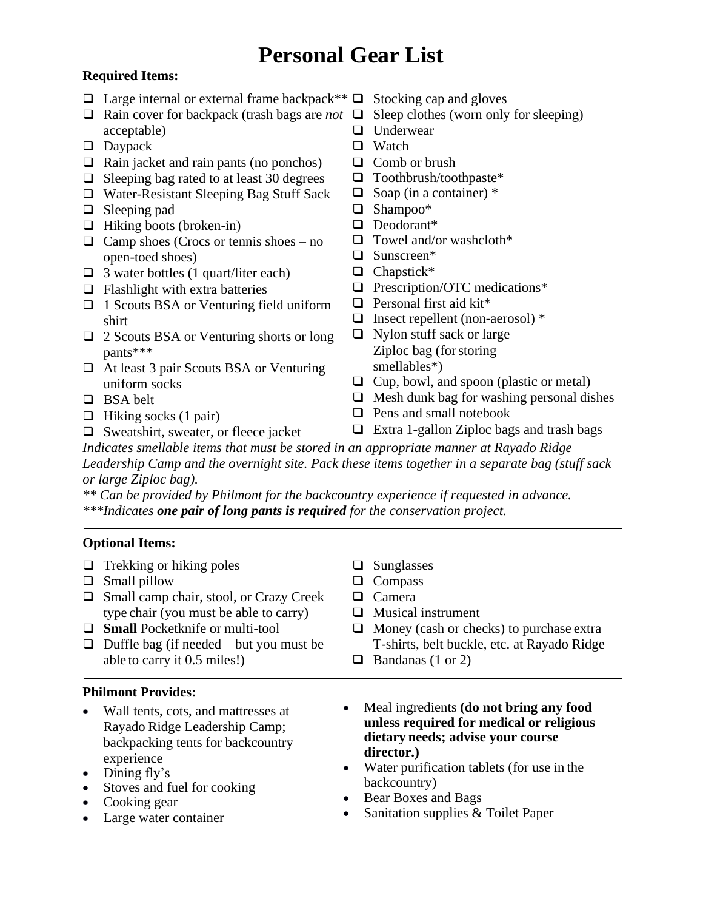# Personal Gear List

**Required Items:**

- ❑ Large internal or external frame backpack**
- ❑ Rain cover for backpack (trash bags are *not* acceptable)
- ❑ Daypack
- ❑ Rain jacket and rain pants (no ponchos)
- ❑ Sleeping bag rated to at least 30 degrees
- ❑ Water-Resistant Sleeping Bag Stuff Sack
- ❑ Sleeping pad
- ❑ Hiking boots (broken-in)
- ❑ Camp shoes (Crocs or tennis shoes – no open-toed shoes)
- ❑ 3 water bottles (1 quart/liter each)
- ❑ Flashlight with extra batteries
- ❑ 1 Scouts BSA or Venturing field uniform shirt
- ❑ 2 Scouts BSA or Venturing shorts or long pants***
- ❑ At least 3 pair Scouts BSA or Venturing uniform socks
- ❑ BSA belt
- ❑ Hiking socks (1 pair)
- ❑ Sweatshirt, sweater, or fleece jacket
- ❑ Stocking cap and gloves
- ❑ Sleep clothes (worn only for sleeping)
- ❑ Underwear
- ❑ Watch
- ❑ Comb or brush
- ❑ Toothbrush/toothpaste*
- ❑ Soap (in a container) *
- ❑ Shampoo*
- ❑ Deodorant*
- ❑ Towel and/or washcloth*
- ❑ Sunscreen*
- ❑ Chapstick*
- ❑ Prescription/OTC medications*
- ❑ Personal first aid kit*
- ❑ Insect repellent (non-aerosol) *
- ❑ Nylon stuff sack or large Ziploc bag (for storing smellables*)
- ❑ Cup, bowl, and spoon (plastic or metal)
- ❑ Mesh dunk bag for washing personal dishes
- ❑ Pens and small notebook
- ❑ Extra 1-gallon Ziploc bags and trash bags

*Indicates smellable items that must be stored in an appropriate manner at Rayado Ridge Leadership Camp and the overnight site. Pack these items together in a separate bag (stuff sack or large Ziploc bag).*

*** Can be provided by Philmont for the backcountry experience if requested in advance.*

****Indicates **one pair of long pants is required** for the conservation project.*

---

**Optional Items:**

- ❑ Trekking or hiking poles
- ❑ Small pillow
- ❑ Small camp chair, stool, or Crazy Creek type chair (you must be able to carry)
- ❑ **Small** Pocketknife or multi-tool
- ❑ Duffle bag (if needed – but you must be able to carry it 0.5 miles!)
- ❑ Sunglasses
- ❑ Compass
- ❑ Camera
- ❑ Musical instrument
- ❑ Money (cash or checks) to purchase extra T-shirts, belt buckle, etc. at Rayado Ridge
- ❑ Bandanas (1 or 2)

---

**Philmont Provides:**

- Wall tents, cots, and mattresses at Rayado Ridge Leadership Camp; backpacking tents for backcountry experience
- Dining fly's
- Stoves and fuel for cooking
- Cooking gear
- Large water container
- Meal ingredients **(do not bring any food unless required for medical or religious dietary needs; advise your course director.)**
- Water purification tablets (for use in the backcountry)
- Bear Boxes and Bags
- Sanitation supplies & Toilet Paper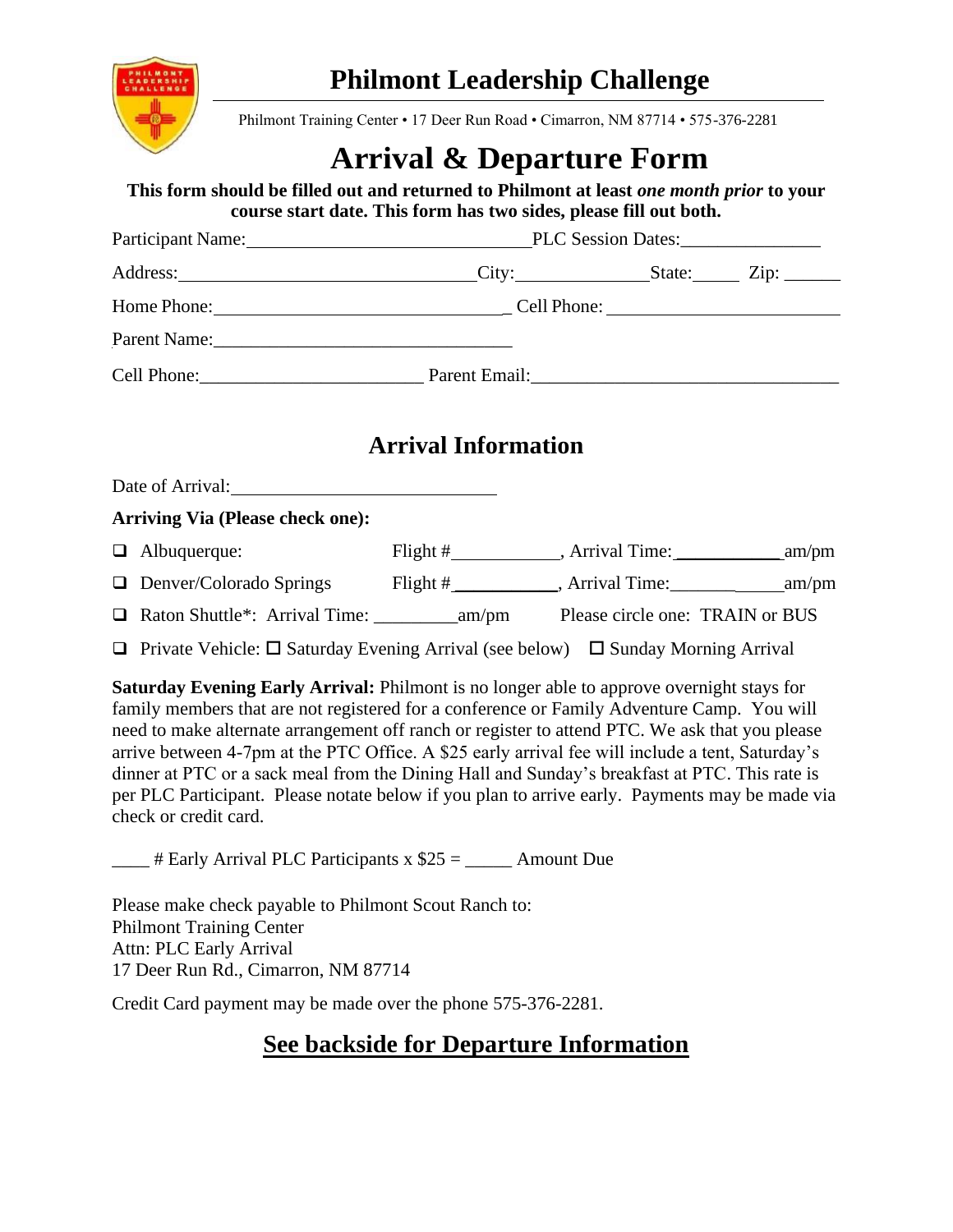# Philmont Leadership Challenge

Philmont Training Center • 17 Deer Run Road • Cimarron, NM 87714 • 575-376-2281

# Arrival & Departure Form

**This form should be filled out and returned to Philmont at least *one month prior* to your course start date. This form has two sides, please fill out both.**

Participant Name:______________________________PLC Session Dates:_______________

Address:_________________________________City:______________State:_____ Zip: ______

Home Phone:________________________________ Cell Phone: ________________________

Parent Name:________________________________

Cell Phone:________________________ Parent Email:________________________________

## Arrival Information

Date of Arrival:_____________________________

**Arriving Via (Please check one):**

- ❑ Albuquerque: Flight #___________, Arrival Time:___________ am/pm
- ❑ Denver/Colorado Springs Flight #___________, Arrival Time:____________ am/pm
- ❑ Raton Shuttle*: Arrival Time: _________am/pm Please circle one: TRAIN or BUS
- ❑ Private Vehicle: ☐ Saturday Evening Arrival (see below) ☐ Sunday Morning Arrival

**Saturday Evening Early Arrival:** Philmont is no longer able to approve overnight stays for family members that are not registered for a conference or Family Adventure Camp. You will need to make alternate arrangement off ranch or register to attend PTC. We ask that you please arrive between 4-7pm at the PTC Office. A $25 early arrival fee will include a tent, Saturday's dinner at PTC or a sack meal from the Dining Hall and Sunday's breakfast at PTC. This rate is per PLC Participant. Please notate below if you plan to arrive early. Payments may be made via check or credit card.

____ # Early Arrival PLC Participants x $25 = _____ Amount Due

Please make check payable to Philmont Scout Ranch to:  
Philmont Training Center  
Attn: PLC Early Arrival  
17 Deer Run Rd., Cimarron, NM 87714

Credit Card payment may be made over the phone 575-376-2281.

## See backside for Departure Information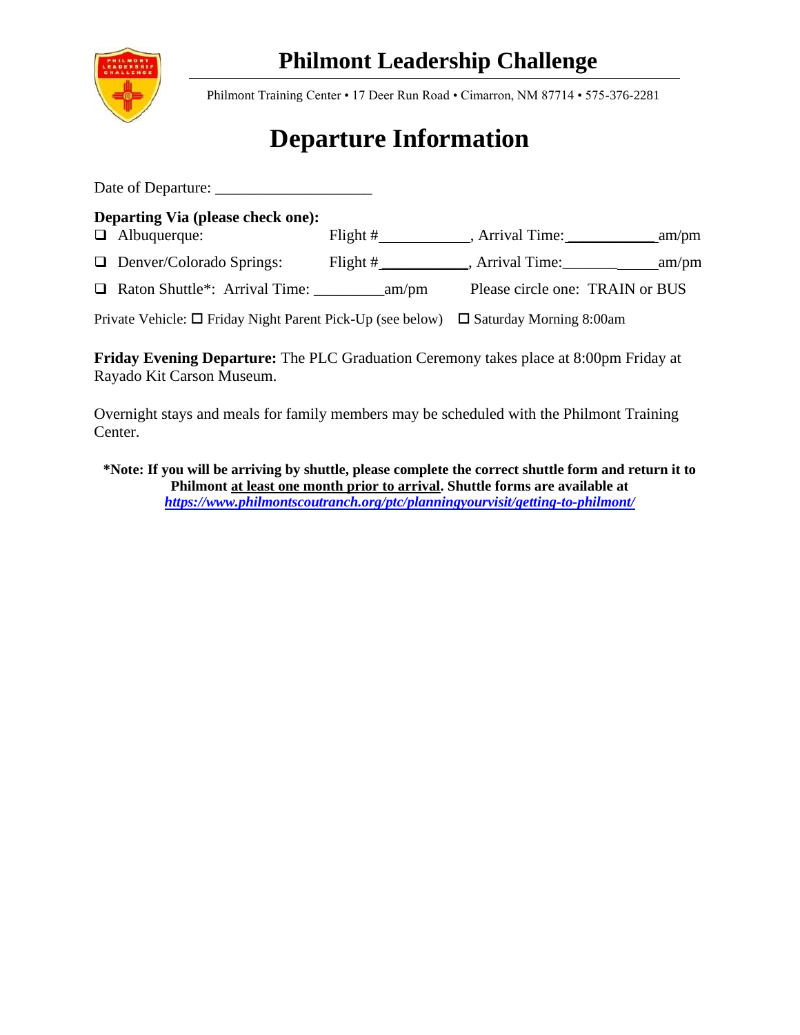# Philmont Leadership Challenge

Philmont Training Center • 17 Deer Run Road • Cimarron, NM 87714 • 575-376-2281

## Departure Information

Date of Departure: ____________________

**Departing Via (please check one):**

❑ Albuquerque: Flight #____________, Arrival Time: ____________ am/pm

❑ Denver/Colorado Springs: Flight #____________, Arrival Time: ____________ am/pm

❑ Raton Shuttle*: Arrival Time: _________ am/pm Please circle one: TRAIN or BUS

Private Vehicle: ☐ Friday Night Parent Pick-Up (see below) ☐ Saturday Morning 8:00am

**Friday Evening Departure:** The PLC Graduation Ceremony takes place at 8:00pm Friday at Rayado Kit Carson Museum.

Overnight stays and meals for family members may be scheduled with the Philmont Training Center.

**\*Note: If you will be arriving by shuttle, please complete the correct shuttle form and return it to Philmont at least one month prior to arrival. Shuttle forms are available at *https://www.philmontscoutranch.org/ptc/planningyourvisit/getting-to-philmont/***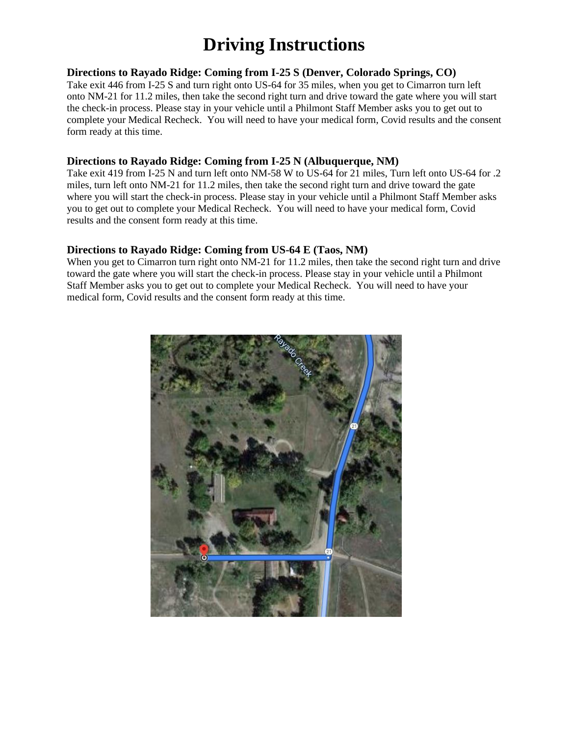# Driving Instructions

### Directions to Rayado Ridge: Coming from I-25 S (Denver, Colorado Springs, CO)

Take exit 446 from I-25 S and turn right onto US-64 for 35 miles, when you get to Cimarron turn left onto NM-21 for 11.2 miles, then take the second right turn and drive toward the gate where you will start the check-in process. Please stay in your vehicle until a Philmont Staff Member asks you to get out to complete your Medical Recheck. You will need to have your medical form, Covid results and the consent form ready at this time.

### Directions to Rayado Ridge: Coming from I-25 N (Albuquerque, NM)

Take exit 419 from I-25 N and turn left onto NM-58 W to US-64 for 21 miles, Turn left onto US-64 for .2 miles, turn left onto NM-21 for 11.2 miles, then take the second right turn and drive toward the gate where you will start the check-in process. Please stay in your vehicle until a Philmont Staff Member asks you to get out to complete your Medical Recheck. You will need to have your medical form, Covid results and the consent form ready at this time.

### Directions to Rayado Ridge: Coming from US-64 E (Taos, NM)

When you get to Cimarron turn right onto NM-21 for 11.2 miles, then take the second right turn and drive toward the gate where you will start the check-in process. Please stay in your vehicle until a Philmont Staff Member asks you to get out to complete your Medical Recheck. You will need to have your medical form, Covid results and the consent form ready at this time.

Rayado Creek

21

21